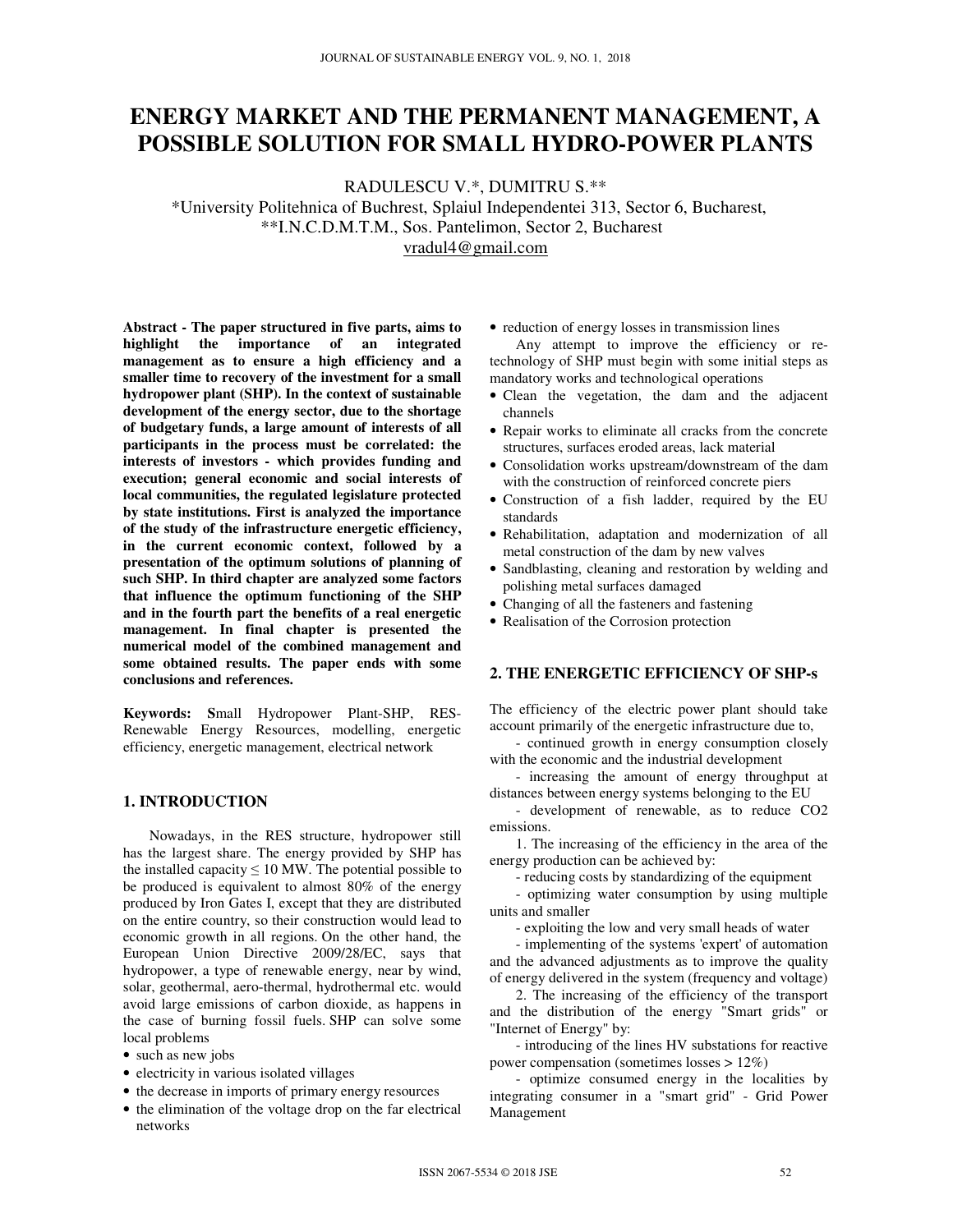# ENERGY MARKET AND THE PERMANENT MANAGEMENT, A POSSIBLE SOLUTION FOR SMALL HYDRO-POWER PLANTS

RADULESCU V.*, DUMITRU S.**

*University Politehnica of Buchrest, Splaiul Independentei 313, Sector 6, Bucharest,
**I.N.C.D.M.T.M., Sos. Pantelimon, Sector 2, Bucharest
vradul4@gmail.com

**Abstract - The paper structured in five parts, aims to highlight the importance of an integrated management as to ensure a high efficiency and a smaller time to recovery of the investment for a small hydropower plant (SHP). In the context of sustainable development of the energy sector, due to the shortage of budgetary funds, a large amount of interests of all participants in the process must be correlated: the interests of investors - which provides funding and execution; general economic and social interests of local communities, the regulated legislature protected by state institutions. First is analyzed the importance of the study of the infrastructure energetic efficiency, in the current economic context, followed by a presentation of the optimum solutions of planning of such SHP. In third chapter are analyzed some factors that influence the optimum functioning of the SHP and in the fourth part the benefits of a real energetic management. In final chapter is presented the numerical model of the combined management and some obtained results. The paper ends with some conclusions and references.**

**Keywords:** **S**mall Hydropower Plant-SHP, RES-Renewable Energy Resources, modelling, energetic efficiency, energetic management, electrical network

## 1. INTRODUCTION

Nowadays, in the RES structure, hydropower still has the largest share. The energy provided by SHP has the installed capacity ≤ 10 MW. The potential possible to be produced is equivalent to almost 80% of the energy produced by Iron Gates I, except that they are distributed on the entire country, so their construction would lead to economic growth in all regions. On the other hand, the European Union Directive 2009/28/EC, says that hydropower, a type of renewable energy, near by wind, solar, geothermal, aero-thermal, hydrothermal etc. would avoid large emissions of carbon dioxide, as happens in the case of burning fossil fuels. SHP can solve some local problems

- such as new jobs
- electricity in various isolated villages
- the decrease in imports of primary energy resources
- the elimination of the voltage drop on the far electrical networks
- reduction of energy losses in transmission lines

Any attempt to improve the efficiency or re-technology of SHP must begin with some initial steps as mandatory works and technological operations

- Clean the vegetation, the dam and the adjacent channels
- Repair works to eliminate all cracks from the concrete structures, surfaces eroded areas, lack material
- Consolidation works upstream/downstream of the dam with the construction of reinforced concrete piers
- Construction of a fish ladder, required by the EU standards
- Rehabilitation, adaptation and modernization of all metal construction of the dam by new valves
- Sandblasting, cleaning and restoration by welding and polishing metal surfaces damaged
- Changing of all the fasteners and fastening
- Realisation of the Corrosion protection

## 2. THE ENERGETIC EFFICIENCY OF SHP-s

The efficiency of the electric power plant should take account primarily of the energetic infrastructure due to,

- continued growth in energy consumption closely with the economic and the industrial development

- increasing the amount of energy throughput at distances between energy systems belonging to the EU

- development of renewable, as to reduce CO2 emissions.

1. The increasing of the efficiency in the area of the energy production can be achieved by:

- reducing costs by standardizing of the equipment

- optimizing water consumption by using multiple units and smaller

- exploiting the low and very small heads of water

- implementing of the systems 'expert' of automation and the advanced adjustments as to improve the quality of energy delivered in the system (frequency and voltage)

2. The increasing of the efficiency of the transport and the distribution of the energy "Smart grids" or "Internet of Energy" by:

- introducing of the lines HV substations for reactive power compensation (sometimes losses > 12%)

- optimize consumed energy in the localities by integrating consumer in a "smart grid" - Grid Power Management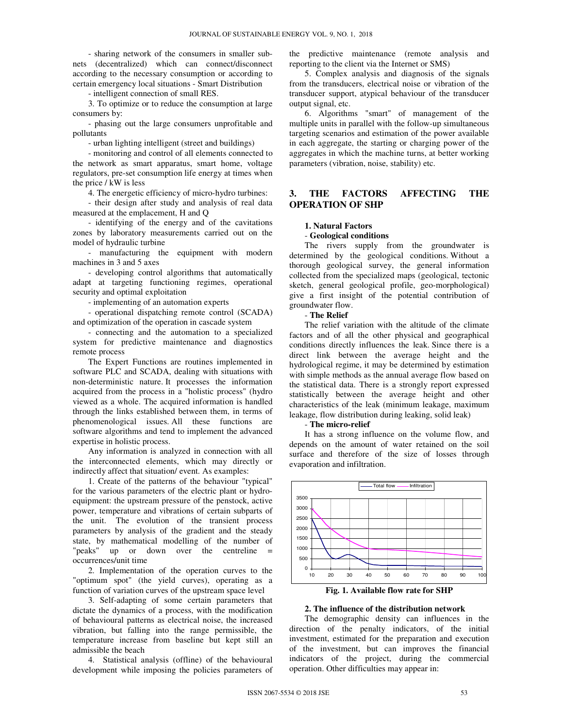- sharing network of the consumers in smaller sub-nets (decentralized) which can connect/disconnect according to the necessary consumption or according to certain emergency local situations - Smart Distribution

- intelligent connection of small RES.

3. To optimize or to reduce the consumption at large consumers by:

- phasing out the large consumers unprofitable and pollutants

- urban lighting intelligent (street and buildings)

- monitoring and control of all elements connected to the network as smart apparatus, smart home, voltage regulators, pre-set consumption life energy at times when the price / kW is less

4. The energetic efficiency of micro-hydro turbines:

- their design after study and analysis of real data measured at the emplacement, H and Q

- identifying of the energy and of the cavitations zones by laboratory measurements carried out on the model of hydraulic turbine

- manufacturing the equipment with modern machines in 3 and 5 axes

- developing control algorithms that automatically adapt at targeting functioning regimes, operational security and optimal exploitation

- implementing of an automation experts

- operational dispatching remote control (SCADA) and optimization of the operation in cascade system

- connecting and the automation to a specialized system for predictive maintenance and diagnostics remote process

The Expert Functions are routines implemented in software PLC and SCADA, dealing with situations with non-deterministic nature. It processes the information acquired from the process in a "holistic process" (hydro viewed as a whole. The acquired information is handled through the links established between them, in terms of phenomenological issues. All these functions are software algorithms and tend to implement the advanced expertise in holistic process.

Any information is analyzed in connection with all the interconnected elements, which may directly or indirectly affect that situation/ event. As examples:

1. Create of the patterns of the behaviour "typical" for the various parameters of the electric plant or hydro-equipment: the upstream pressure of the penstock, active power, temperature and vibrations of certain subparts of the unit. The evolution of the transient process parameters by analysis of the gradient and the steady state, by mathematical modelling of the number of "peaks" up or down over the centreline = occurrences/unit time

2. Implementation of the operation curves to the "optimum spot" (the yield curves), operating as a function of variation curves of the upstream space level

3. Self-adapting of some certain parameters that dictate the dynamics of a process, with the modification of behavioural patterns as electrical noise, the increased vibration, but falling into the range permissible, the temperature increase from baseline but kept still an admissible the beach

4. Statistical analysis (offline) of the behavioural development while imposing the policies parameters of the predictive maintenance (remote analysis and reporting to the client via the Internet or SMS)

5. Complex analysis and diagnosis of the signals from the transducers, electrical noise or vibration of the transducer support, atypical behaviour of the transducer output signal, etc.

6. Algorithms "smart" of management of the multiple units in parallel with the follow-up simultaneous targeting scenarios and estimation of the power available in each aggregate, the starting or charging power of the aggregates in which the machine turns, at better working parameters (vibration, noise, stability) etc.

## 3. THE FACTORS AFFECTING THE OPERATION OF SHP

### 1. Natural Factors

**- Geological conditions**

The rivers supply from the groundwater is determined by the geological conditions. Without a thorough geological survey, the general information collected from the specialized maps (geological, tectonic sketch, general geological profile, geo-morphological) give a first insight of the potential contribution of groundwater flow.

**- The Relief**

The relief variation with the altitude of the climate factors and of all the other physical and geographical conditions directly influences the leak. Since there is a direct link between the average height and the hydrological regime, it may be determined by estimation with simple methods as the annual average flow based on the statistical data. There is a strongly report expressed statistically between the average height and other characteristics of the leak (minimum leakage, maximum leakage, flow distribution during leaking, solid leak)

**- The micro-relief**

It has a strong influence on the volume flow, and depends on the amount of water retained on the soil surface and therefore of the size of losses through evaporation and infiltration.

**Fig. 1. Available flow rate for SHP**

### 2. The influence of the distribution network

The demographic density can influences in the direction of the penalty indicators, of the initial investment, estimated for the preparation and execution of the investment, but can improves the financial indicators of the project, during the commercial operation. Other difficulties may appear in: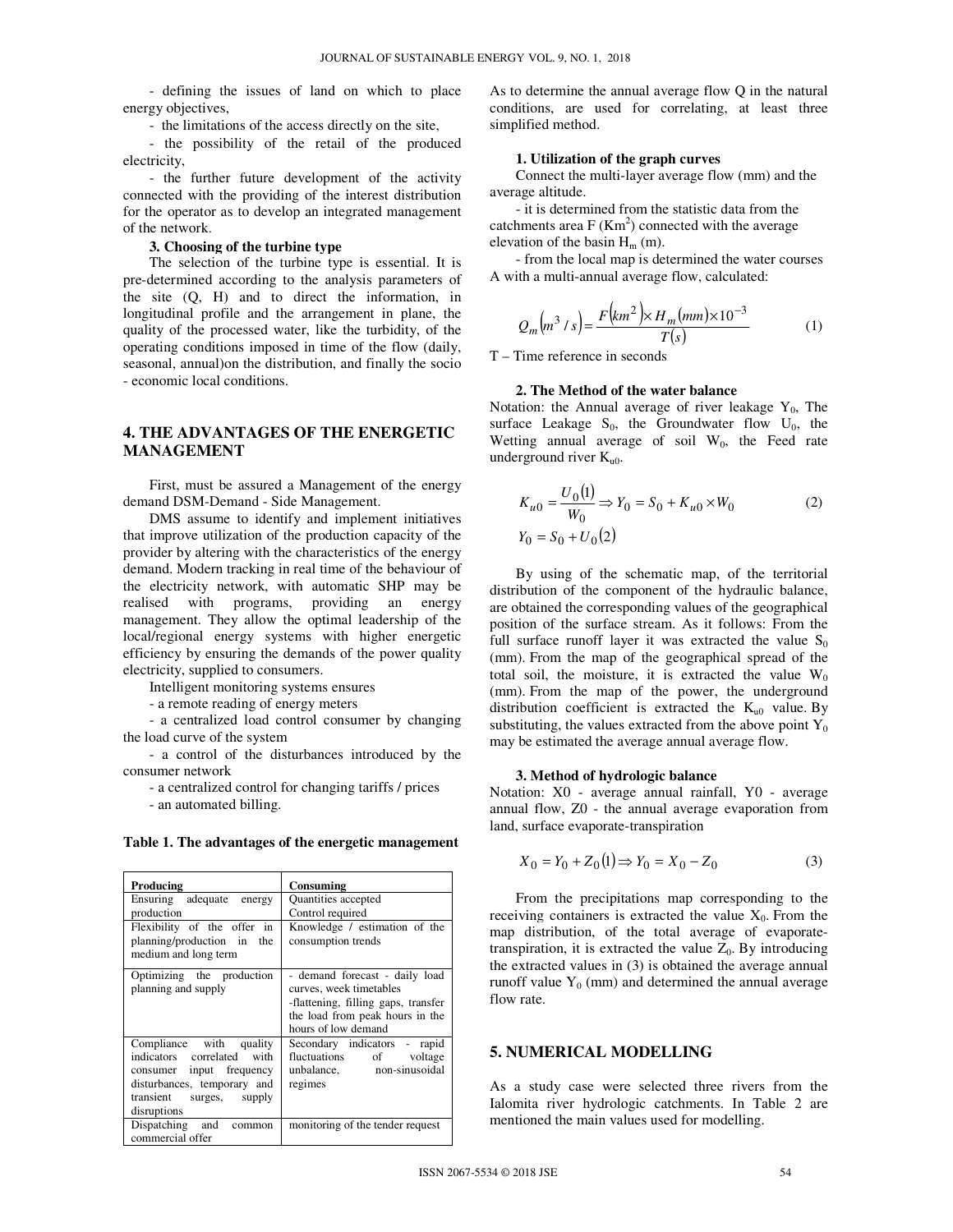- defining the issues of land on which to place energy objectives,

- the limitations of the access directly on the site,

- the possibility of the retail of the produced electricity,

- the further future development of the activity connected with the providing of the interest distribution for the operator as to develop an integrated management of the network.

**3. Choosing of the turbine type**

The selection of the turbine type is essential. It is pre-determined according to the analysis parameters of the site (Q, H) and to direct the information, in longitudinal profile and the arrangement in plane, the quality of the processed water, like the turbidity, of the operating conditions imposed in time of the flow (daily, seasonal, annual)on the distribution, and finally the socio - economic local conditions.

## 4. THE ADVANTAGES OF THE ENERGETIC MANAGEMENT

First, must be assured a Management of the energy demand DSM-Demand - Side Management.

DMS assume to identify and implement initiatives that improve utilization of the production capacity of the provider by altering with the characteristics of the energy demand. Modern tracking in real time of the behaviour of the electricity network, with automatic SHP may be realised with programs, providing an energy management. They allow the optimal leadership of the local/regional energy systems with higher energetic efficiency by ensuring the demands of the power quality electricity, supplied to consumers.

Intelligent monitoring systems ensures

- a remote reading of energy meters

- a centralized load control consumer by changing the load curve of the system

- a control of the disturbances introduced by the consumer network

- a centralized control for changing tariffs / prices

- an automated billing.

**Table 1. The advantages of the energetic management**

| Producing | Consuming |
|---|---|
| Ensuring adequate energy production | Quantities accepted Control required |
| Flexibility of the offer in planning/production in the medium and long term | Knowledge / estimation of the consumption trends |
| Optimizing the production planning and supply | - demand forecast - daily load curves, week timetables -flattening, filling gaps, transfer the load from peak hours in the hours of low demand |
| Compliance with quality indicators correlated with consumer input frequency disturbances, temporary and transient surges, supply disruptions | Secondary indicators - rapid fluctuations of voltage unbalance, non-sinusoidal regimes |
| Dispatching and common commercial offer | monitoring of the tender request |

As to determine the annual average flow Q in the natural conditions, are used for correlating, at least three simplified method.

**1. Utilization of the graph curves**

Connect the multi-layer average flow (mm) and the average altitude.

- it is determined from the statistic data from the catchments area F (Km$^2$) connected with the average elevation of the basin $H_m$ (m).

- from the local map is determined the water courses A with a multi-annual average flow, calculated:

$$Q_m\left(m^3/s\right) = \frac{F\left(km^2\right) \times H_m(mm) \times 10^{-3}}{T(s)} \qquad (1)$$

T – Time reference in seconds

**2. The Method of the water balance**

Notation: the Annual average of river leakage $Y_0$, The surface Leakage $S_0$, the Groundwater flow $U_0$, the Wetting annual average of soil $W_0$, the Feed rate underground river $K_{u0}$.

$$K_{u0} = \frac{U_0(1)}{W_0} \Rightarrow Y_0 = S_0 + K_{u0} \times W_0 \qquad (2)$$

$$Y_0 = S_0 + U_0(2)$$

By using of the schematic map, of the territorial distribution of the component of the hydraulic balance, are obtained the corresponding values of the geographical position of the surface stream. As it follows: From the full surface runoff layer it was extracted the value $S_0$ (mm). From the map of the geographical spread of the total soil, the moisture, it is extracted the value $W_0$ (mm). From the map of the power, the underground distribution coefficient is extracted the $K_{u0}$ value. By substituting, the values extracted from the above point $Y_0$ may be estimated the average annual average flow.

**3. Method of hydrologic balance**

Notation: X0 - average annual rainfall, Y0 - average annual flow, Z0 - the annual average evaporation from land, surface evaporate-transpiration

$$X_0 = Y_0 + Z_0(1) \Rightarrow Y_0 = X_0 - Z_0 \qquad (3)$$

From the precipitations map corresponding to the receiving containers is extracted the value $X_0$. From the map distribution, of the total average of evaporate-transpiration, it is extracted the value $Z_0$. By introducing the extracted values in (3) is obtained the average annual runoff value $Y_0$ (mm) and determined the annual average flow rate.

## 5. NUMERICAL MODELLING

As a study case were selected three rivers from the Ialomita river hydrologic catchments. In Table 2 are mentioned the main values used for modelling.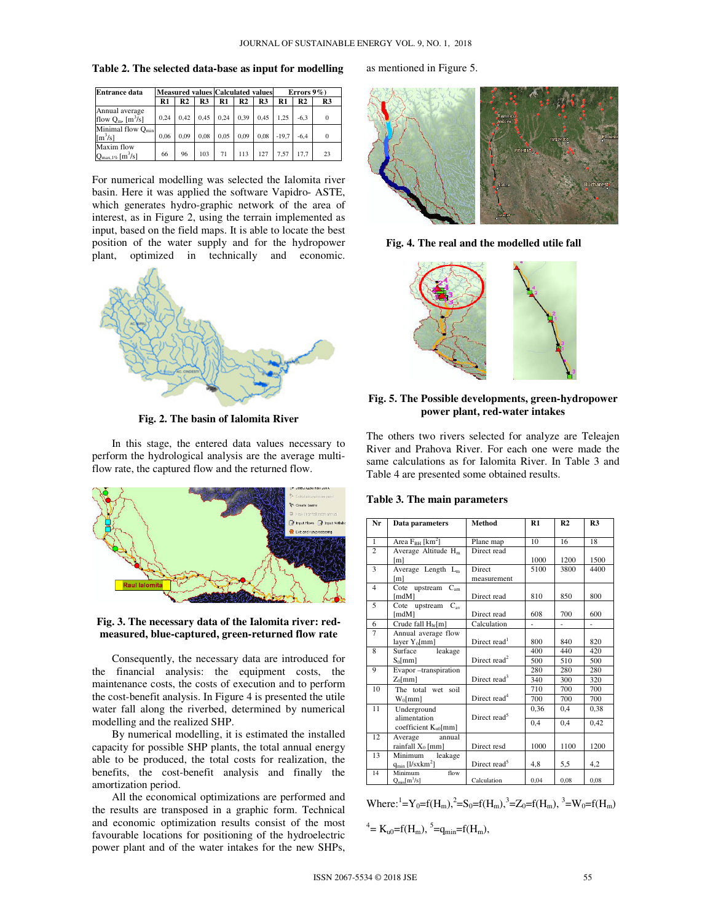**Table 2. The selected data-base as input for modelling**

| Entrance data | Measured values | | | Calculated values | | | Errors 9%) | | |
|---|---|---|---|---|---|---|---|---|---|
| | R1 | R2 | R3 | R1 | R2 | R3 | R1 | R2 | R3 |
| Annual average flow $Q_{me}$ [$m^3$/s] | 0,24 | 0,42 | 0,45 | 0,24 | 0,39 | 0,45 | 1,25 | -6,3 | 0 |
| Minimal flow $Q_{min}$ [$m^3$/s] | 0,06 | 0,09 | 0,08 | 0,05 | 0,09 | 0,08 | -19,7 | -6,4 | 0 |
| Maxim flow $Q_{max,1\%}$ [$m^3$/s] | 66 | 96 | 103 | 71 | 113 | 127 | 7,57 | 17,7 | 23 |

For numerical modelling was selected the Ialomita river basin. Here it was applied the software Vapidro- ASTE, which generates hydro-graphic network of the area of interest, as in Figure 2, using the terrain implemented as input, based on the field maps. It is able to locate the best position of the water supply and for the hydropower plant, optimized in technically and economic.

Fig. 2. The basin of Ialomita River

In this stage, the entered data values necessary to perform the hydrological analysis are the average multi-flow rate, the captured flow and the returned flow.

Fig. 3. The necessary data of the Ialomita river: red-measured, blue-captured, green-returned flow rate

Consequently, the necessary data are introduced for the financial analysis: the equipment costs, the maintenance costs, the costs of execution and to perform the cost-benefit analysis. In Figure 4 is presented the utile water fall along the riverbed, determined by numerical modelling and the realized SHP.

By numerical modelling, it is estimated the installed capacity for possible SHP plants, the total annual energy able to be produced, the total costs for realization, the benefits, the cost-benefit analysis and finally the amortization period.

All the economical optimizations are performed and the results are transposed in a graphic form. Technical and economic optimization results consist of the most favourable locations for positioning of the hydroelectric power plant and of the water intakes for the new SHPs, as mentioned in Figure 5.

Fig. 4. The real and the modelled utile fall

Fig. 5. The Possible developments, green-hydropower power plant, red-water intakes

The others two rivers selected for analyze are Teleajen River and Prahova River. For each one were made the same calculations as for Ialomita River. In Table 3 and Table 4 are presented some obtained results.

**Table 3. The main parameters**

| Nr | Data parameters | Method | R1 | R2 | R3 |
|---|---|---|---|---|---|
| 1 | Area $F_{BH}$ [$km^2$] | Plane map | 10 | 16 | 18 |
| 2 | Average Altitude $H_m$ [m] | Direct read | 1000 | 1200 | 1500 |
| 3 | Average Length $L_m$ [m] | Direct measurement | 5100 | 3800 | 4400 |
| 4 | Cote upstream $C_{am}$ [mdM] | Direct read | 810 | 850 | 800 |
| 5 | Cote upstream $C_{av}$ [mdM] | Direct read | 608 | 700 | 600 |
| 6 | Crude fall $H_{br}$[m] | Calculation | - | - | - |
| 7 | Annual average flow layer $Y_0$[mm] | Direct read[1] | 800 | 840 | 820 |
| 8 | Surface leakage $S_0$[mm] | Direct read[2] | 400<br>500 | 440<br>510 | 420<br>500 |
| 9 | Evapor –transpiration $Z_0$[mm] | Direct read[3] | 280<br>340 | 280<br>300 | 280<br>320 |
| 10 | The total wet soil $W_0$[mm] | Direct read[4] | 710<br>700 | 700<br>700 | 700<br>700 |
| 11 | Underground alimentation coefficient $K_{u0}$[mm] | Direct read[5] | 0,36<br>0,4 | 0,4<br>0,4 | 0,38<br>0,42 |
| 12 | Average annual rainfall $X_0$ [mm] | Direct resd | 1000 | 1100 | 1200 |
| 13 | Minimum leakage $q_{min}$ [l/sxkm$^2$] | Direct read[5] | 4,8 | 5,5 | 4,2 |
| 14 | Minimum flow $Q_{min}$[$m^3$/s] | Calculation | 0,04 | 0,08 | 0,08 |

Where: [1]=$Y_0$=f($H_m$), [2]=$S_0$=f($H_m$), [3]=$Z_0$=f($H_m$), [3]=$W_0$=f($H_m$)

[4]= $K_{u0}$=f($H_m$), [5]=$q_{min}$=f($H_m$),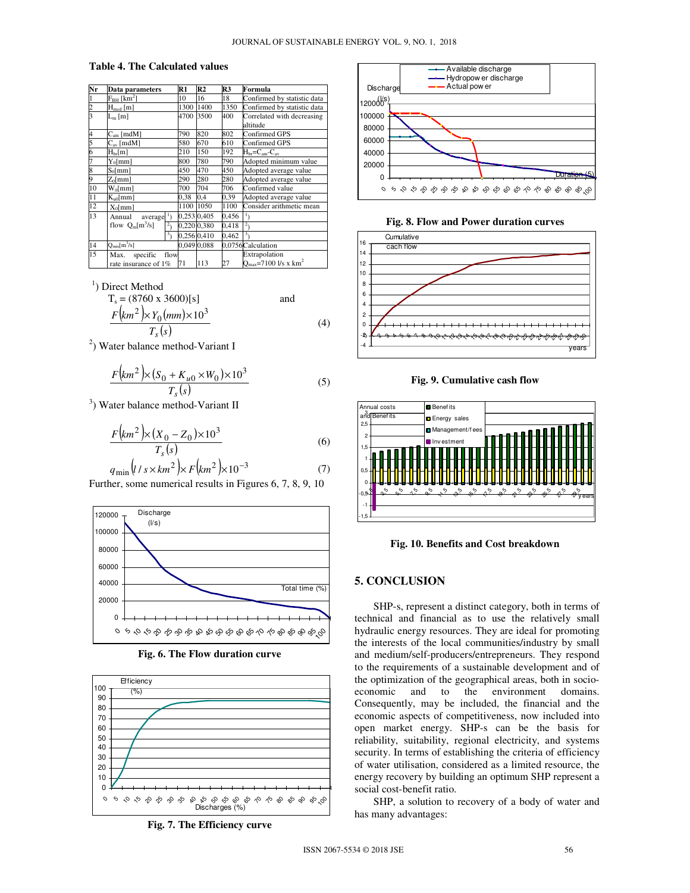### Table 4. The Calculated values

| Nr | Data parameters | R1 | R2 | R3 | Formula |
|---|---|---|---|---|---|
| 1 | $F_{BH}$ [km$^2$] | 10 | 16 | 18 | Confirmed by statistic data |
| 2 | $H_{med}$ [m] | 1300 | 1400 | 1350 | Confirmed by statistic data |
| 3 | $L_m$ [m] | 4700 | 3500 | 400 | Correlated with decreasing altitude |
| 4 | $C_{am}$ [mdM] | 790 | 820 | 802 | Confirmed GPS |
| 5 | $C_{av}$ [mdM] | 580 | 670 | 610 | Confirmed GPS |
| 6 | $H_{br}$[m] | 210 | 150 | 192 | $H_{br}=C_{am}-C_{av}$ |
| 7 | $Y_0$[mm] | 800 | 780 | 790 | Adopted minimum value |
| 8 | $S_0$[mm] | 450 | 470 | 450 | Adopted average value |
| 9 | $Z_0$[mm] | 290 | 280 | 280 | Adopted average value |
| 10 | $W_0$[mm] | 700 | 704 | 706 | Confirmed value |
| 11 | $K_{u0}$[mm] | 0,38 | 0,4 | 0,39 | Adopted average value |
| 12 | $X_0$[mm] | 1100 | 1050 | 1100 | Consider arithmetic mean |
| 13 | Annual average flow $Q_m$[m$^3$/s] [1] | 0,253 | 0,405 | 0,456 | [1] |
| | [2] | 0,220 | 0,380 | 0,418 | [2] |
| | [3] | 0,256 | 0,410 | 0,462 | [3] |
| 14 | $Q_{min}$[m$^3$/s] | 0,049 | 0,088 | 0,0756 | Calculation |
| 15 | Max. specific flow rate insurance of 1% | 71 | 113 | 27 | Extrapolation $Q_{max}$=7100 l/s x km$^2$ |

[1]) Direct Method

$T_s = (8760 \times 3600)[s]$ and

$$\frac{F(km^2)\times Y_0(mm)\times 10^3}{T_s(s)} \quad (4)$$

[2]) Water balance method-Variant I

$$\frac{F(km^2)\times (S_0 + K_{u0}\times W_0)\times 10^3}{T_s(s)} \quad (5)$$

[3]) Water balance method-Variant II

$$\frac{F(km^2)\times (X_0 - Z_0)\times 10^3}{T_s(s)} \quad (6)$$

$$q_{\min}\left(l/s\times km^2\right)\times F(km^2)\times 10^{-3} \quad (7)$$

Further, some numerical results in Figures 6, 7, 8, 9, 10

**Fig. 6. The Flow duration curve**

**Fig. 7. The Efficiency curve**

**Fig. 8. Flow and Power duration curves**

**Fig. 9. Cumulative cash flow**

**Fig. 10. Benefits and Cost breakdown**

## 5. CONCLUSION

SHP-s, represent a distinct category, both in terms of technical and financial as to use the relatively small hydraulic energy resources. They are ideal for promoting the interests of the local communities/industry by small and medium/self-producers/entrepreneurs. They respond to the requirements of a sustainable development and of the optimization of the geographical areas, both in socio-economic and to the environment domains. Consequently, may be included, the financial and the economic aspects of competitiveness, now included into open market energy. SHP-s can be the basis for reliability, suitability, regional electricity, and systems security. In terms of establishing the criteria of efficiency of water utilisation, considered as a limited resource, the energy recovery by building an optimum SHP represent a social cost-benefit ratio.

SHP, a solution to recovery of a body of water and has many advantages: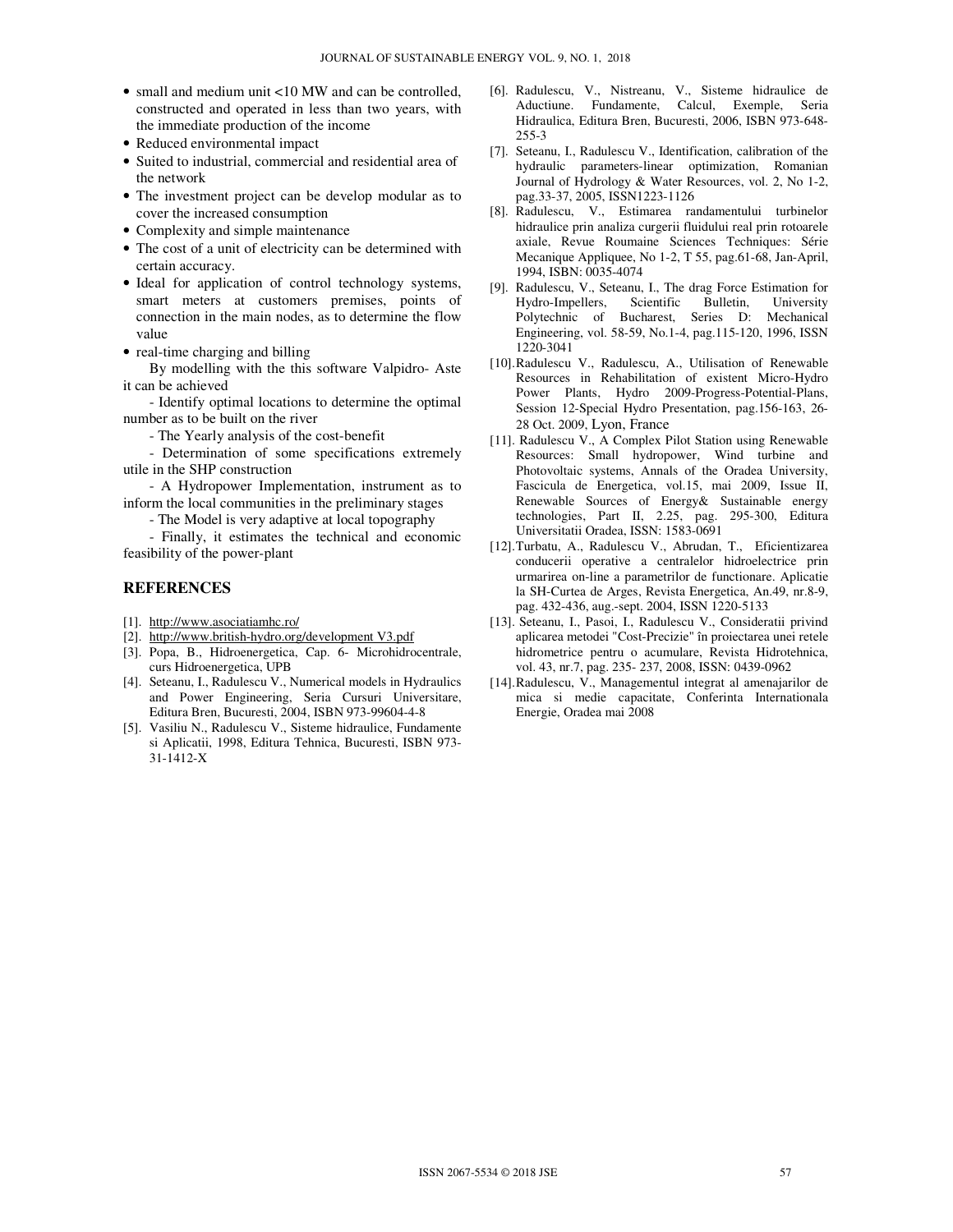- small and medium unit <10 MW and can be controlled, constructed and operated in less than two years, with the immediate production of the income
- Reduced environmental impact
- Suited to industrial, commercial and residential area of the network
- The investment project can be develop modular as to cover the increased consumption
- Complexity and simple maintenance
- The cost of a unit of electricity can be determined with certain accuracy.
- Ideal for application of control technology systems, smart meters at customers premises, points of connection in the main nodes, as to determine the flow value
- real-time charging and billing

By modelling with the this software Valpidro- Aste it can be achieved

- Identify optimal locations to determine the optimal number as to be built on the river

- The Yearly analysis of the cost-benefit

- Determination of some specifications extremely utile in the SHP construction

- A Hydropower Implementation, instrument as to inform the local communities in the preliminary stages

- The Model is very adaptive at local topography

- Finally, it estimates the technical and economic feasibility of the power-plant

## REFERENCES

[1]. http://www.asociatiamhc.ro/

[2]. http://www.british-hydro.org/development V3.pdf

[3]. Popa, B., Hidroenergetica, Cap. 6- Microhidrocentrale, curs Hidroenergetica, UPB

[4]. Seteanu, I., Radulescu V., Numerical models in Hydraulics and Power Engineering, Seria Cursuri Universitare, Editura Bren, Bucuresti, 2004, ISBN 973-99604-4-8

[5]. Vasiliu N., Radulescu V., Sisteme hidraulice, Fundamente si Aplicatii, 1998, Editura Tehnica, Bucuresti, ISBN 973-31-1412-X

[6]. Radulescu, V., Nistreanu, V., Sisteme hidraulice de Aductiune. Fundamente, Calcul, Exemple, Seria Hidraulica, Editura Bren, Bucuresti, 2006, ISBN 973-648-255-3

[7]. Seteanu, I., Radulescu V., Identification, calibration of the hydraulic parameters-linear optimization, Romanian Journal of Hydrology & Water Resources, vol. 2, No 1-2, pag.33-37, 2005, ISSN1223-1126

[8]. Radulescu, V., Estimarea randamentului turbinelor hidraulice prin analiza curgerii fluidului real prin rotoarele axiale, Revue Roumaine Sciences Techniques: Série Mecanique Appliquee, No 1-2, T 55, pag.61-68, Jan-April, 1994, ISBN: 0035-4074

[9]. Radulescu, V., Seteanu, I., The drag Force Estimation for Hydro-Impellers, Scientific Bulletin, University Polytechnic of Bucharest, Series D: Mechanical Engineering, vol. 58-59, No.1-4, pag.115-120, 1996, ISSN 1220-3041

[10]. Radulescu V., Radulescu, A., Utilisation of Renewable Resources in Rehabilitation of existent Micro-Hydro Power Plants, Hydro 2009-Progress-Potential-Plans, Session 12-Special Hydro Presentation, pag.156-163, 26-28 Oct. 2009, Lyon, France

[11]. Radulescu V., A Complex Pilot Station using Renewable Resources: Small hydropower, Wind turbine and Photovoltaic systems, Annals of the Oradea University, Fascicula de Energetica, vol.15, mai 2009, Issue II, Renewable Sources of Energy& Sustainable energy technologies, Part II, 2.25, pag. 295-300, Editura Universitatii Oradea, ISSN: 1583-0691

[12]. Turbatu, A., Radulescu V., Abrudan, T., Eficientizarea conducerii operative a centralelor hidroelectrice prin urmarirea on-line a parametrilor de functionare. Aplicatie la SH-Curtea de Arges, Revista Energetica, An.49, nr.8-9, pag. 432-436, aug.-sept. 2004, ISSN 1220-5133

[13]. Seteanu, I., Pasoi, I., Radulescu V., Consideratii privind aplicarea metodei "Cost-Precizie" în proiectarea unei retele hidrometrice pentru o acumulare, Revista Hidrotehnica, vol. 43, nr.7, pag. 235- 237, 2008, ISSN: 0439-0962

[14]. Radulescu, V., Managementul integrat al amenajarilor de mica si medie capacitate, Conferinta Internationala Energie, Oradea mai 2008